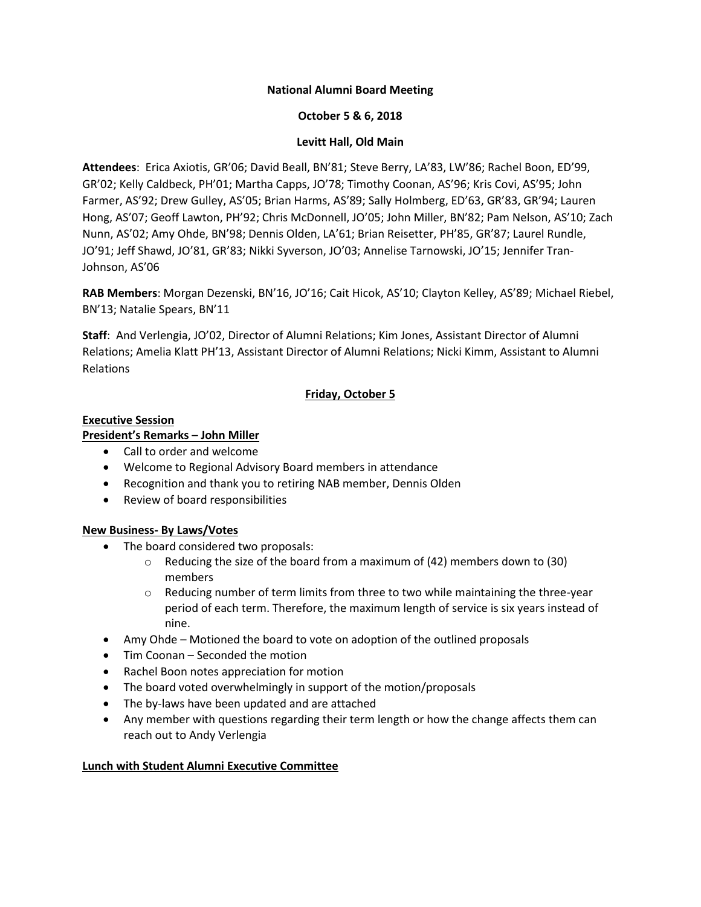**National Alumni Board Meeting**

**October 5 & 6, 2018**

**Levitt Hall, Old Main**

**Attendees**: Erica Axiotis, GR'06; David Beall, BN'81; Steve Berry, LA'83, LW'86; Rachel Boon, ED'99, GR'02; Kelly Caldbeck, PH'01; Martha Capps, JO'78; Timothy Coonan, AS'96; Kris Covi, AS'95; John Farmer, AS'92; Drew Gulley, AS'05; Brian Harms, AS'89; Sally Holmberg, ED'63, GR'83, GR'94; Lauren Hong, AS'07; Geoff Lawton, PH'92; Chris McDonnell, JO'05; John Miller, BN'82; Pam Nelson, AS'10; Zach Nunn, AS'02; Amy Ohde, BN'98; Dennis Olden, LA'61; Brian Reisetter, PH'85, GR'87; Laurel Rundle, JO'91; Jeff Shawd, JO'81, GR'83; Nikki Syverson, JO'03; Annelise Tarnowski, JO'15; Jennifer Tran-Johnson, AS'06

**RAB Members**: Morgan Dezenski, BN'16, JO'16; Cait Hicok, AS'10; Clayton Kelley, AS'89; Michael Riebel, BN'13; Natalie Spears, BN'11

**Staff**: And Verlengia, JO'02, Director of Alumni Relations; Kim Jones, Assistant Director of Alumni Relations; Amelia Klatt PH'13, Assistant Director of Alumni Relations; Nicki Kimm, Assistant to Alumni Relations

## Friday, October 5

### Executive Session

### President's Remarks – John Miller

- Call to order and welcome
- Welcome to Regional Advisory Board members in attendance
- Recognition and thank you to retiring NAB member, Dennis Olden
- Review of board responsibilities

### New Business- By Laws/Votes

- The board considered two proposals:
  - Reducing the size of the board from a maximum of (42) members down to (30) members
  - Reducing number of term limits from three to two while maintaining the three-year period of each term. Therefore, the maximum length of service is six years instead of nine.
- Amy Ohde – Motioned the board to vote on adoption of the outlined proposals
- Tim Coonan – Seconded the motion
- Rachel Boon notes appreciation for motion
- The board voted overwhelmingly in support of the motion/proposals
- The by-laws have been updated and are attached
- Any member with questions regarding their term length or how the change affects them can reach out to Andy Verlengia

### Lunch with Student Alumni Executive Committee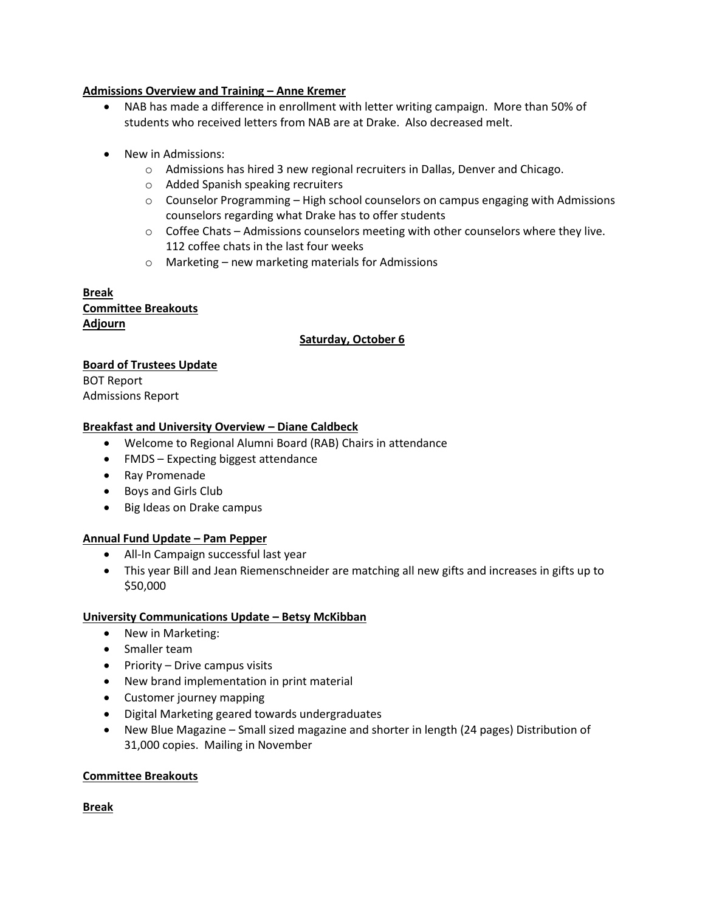**Admissions Overview and Training – Anne Kremer**

- NAB has made a difference in enrollment with letter writing campaign. More than 50% of students who received letters from NAB are at Drake. Also decreased melt.

- New in Admissions:
  - Admissions has hired 3 new regional recruiters in Dallas, Denver and Chicago.
  - Added Spanish speaking recruiters
  - Counselor Programming – High school counselors on campus engaging with Admissions counselors regarding what Drake has to offer students
  - Coffee Chats – Admissions counselors meeting with other counselors where they live. 112 coffee chats in the last four weeks
  - Marketing – new marketing materials for Admissions

**Break**
**Committee Breakouts**
**Adjourn**

**Saturday, October 6**

**Board of Trustees Update**
BOT Report
Admissions Report

**Breakfast and University Overview – Diane Caldbeck**

- Welcome to Regional Alumni Board (RAB) Chairs in attendance
- FMDS – Expecting biggest attendance
- Ray Promenade
- Boys and Girls Club
- Big Ideas on Drake campus

**Annual Fund Update – Pam Pepper**

- All-In Campaign successful last year
- This year Bill and Jean Riemenschneider are matching all new gifts and increases in gifts up to $50,000

**University Communications Update – Betsy McKibban**

- New in Marketing:
- Smaller team
- Priority – Drive campus visits
- New brand implementation in print material
- Customer journey mapping
- Digital Marketing geared towards undergraduates
- New Blue Magazine – Small sized magazine and shorter in length (24 pages) Distribution of 31,000 copies. Mailing in November

**Committee Breakouts**

**Break**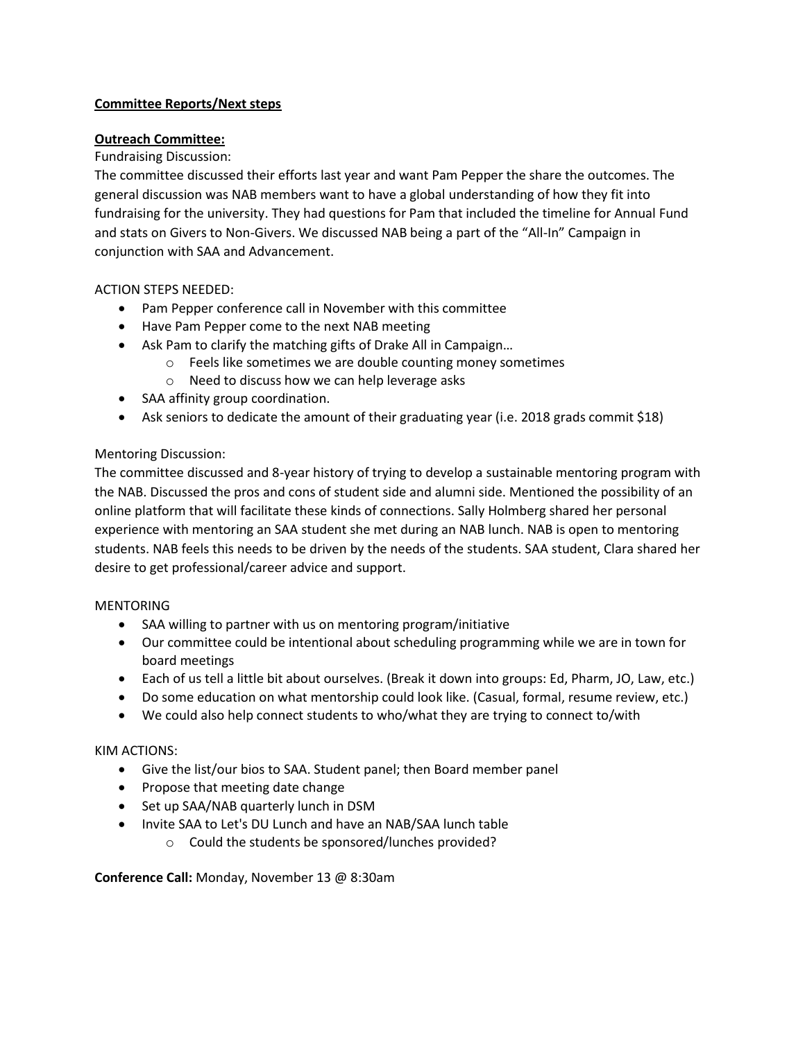**Committee Reports/Next steps**

**Outreach Committee:**

Fundraising Discussion:

The committee discussed their efforts last year and want Pam Pepper the share the outcomes. The general discussion was NAB members want to have a global understanding of how they fit into fundraising for the university. They had questions for Pam that included the timeline for Annual Fund and stats on Givers to Non-Givers. We discussed NAB being a part of the "All-In" Campaign in conjunction with SAA and Advancement.

ACTION STEPS NEEDED:

- Pam Pepper conference call in November with this committee
- Have Pam Pepper come to the next NAB meeting
- Ask Pam to clarify the matching gifts of Drake All in Campaign…
  - Feels like sometimes we are double counting money sometimes
  - Need to discuss how we can help leverage asks
- SAA affinity group coordination.
- Ask seniors to dedicate the amount of their graduating year (i.e. 2018 grads commit $18)

Mentoring Discussion:

The committee discussed and 8-year history of trying to develop a sustainable mentoring program with the NAB. Discussed the pros and cons of student side and alumni side. Mentioned the possibility of an online platform that will facilitate these kinds of connections. Sally Holmberg shared her personal experience with mentoring an SAA student she met during an NAB lunch. NAB is open to mentoring students. NAB feels this needs to be driven by the needs of the students. SAA student, Clara shared her desire to get professional/career advice and support.

MENTORING

- SAA willing to partner with us on mentoring program/initiative
- Our committee could be intentional about scheduling programming while we are in town for board meetings
- Each of us tell a little bit about ourselves. (Break it down into groups: Ed, Pharm, JO, Law, etc.)
- Do some education on what mentorship could look like. (Casual, formal, resume review, etc.)
- We could also help connect students to who/what they are trying to connect to/with

KIM ACTIONS:

- Give the list/our bios to SAA. Student panel; then Board member panel
- Propose that meeting date change
- Set up SAA/NAB quarterly lunch in DSM
- Invite SAA to Let's DU Lunch and have an NAB/SAA lunch table
  - Could the students be sponsored/lunches provided?

**Conference Call:** Monday, November 13 @ 8:30am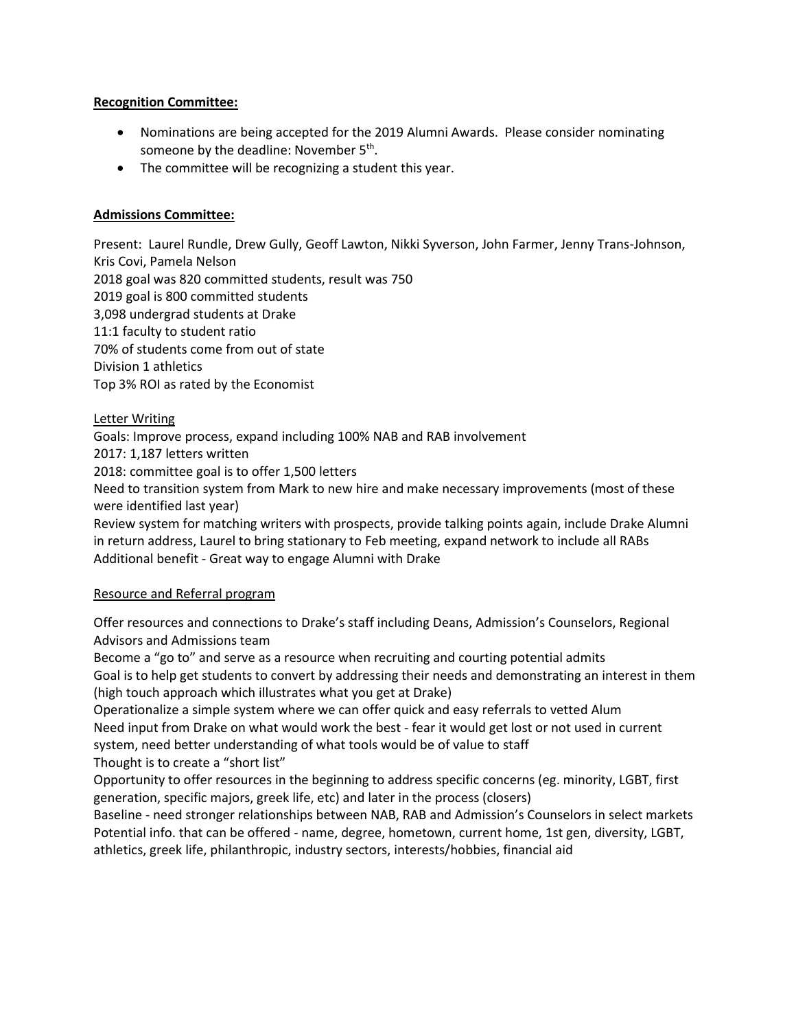**Recognition Committee:**

- Nominations are being accepted for the 2019 Alumni Awards. Please consider nominating someone by the deadline: November 5th.
- The committee will be recognizing a student this year.

**Admissions Committee:**

Present: Laurel Rundle, Drew Gully, Geoff Lawton, Nikki Syverson, John Farmer, Jenny Trans-Johnson, Kris Covi, Pamela Nelson
2018 goal was 820 committed students, result was 750
2019 goal is 800 committed students
3,098 undergrad students at Drake
11:1 faculty to student ratio
70% of students come from out of state
Division 1 athletics
Top 3% ROI as rated by the Economist

Letter Writing
Goals: Improve process, expand including 100% NAB and RAB involvement
2017: 1,187 letters written
2018: committee goal is to offer 1,500 letters
Need to transition system from Mark to new hire and make necessary improvements (most of these were identified last year)
Review system for matching writers with prospects, provide talking points again, include Drake Alumni in return address, Laurel to bring stationary to Feb meeting, expand network to include all RABs
Additional benefit - Great way to engage Alumni with Drake

Resource and Referral program

Offer resources and connections to Drake's staff including Deans, Admission's Counselors, Regional Advisors and Admissions team
Become a "go to" and serve as a resource when recruiting and courting potential admits
Goal is to help get students to convert by addressing their needs and demonstrating an interest in them (high touch approach which illustrates what you get at Drake)
Operationalize a simple system where we can offer quick and easy referrals to vetted Alum
Need input from Drake on what would work the best - fear it would get lost or not used in current system, need better understanding of what tools would be of value to staff
Thought is to create a "short list"
Opportunity to offer resources in the beginning to address specific concerns (eg. minority, LGBT, first generation, specific majors, greek life, etc) and later in the process (closers)
Baseline - need stronger relationships between NAB, RAB and Admission's Counselors in select markets
Potential info. that can be offered - name, degree, hometown, current home, 1st gen, diversity, LGBT, athletics, greek life, philanthropic, industry sectors, interests/hobbies, financial aid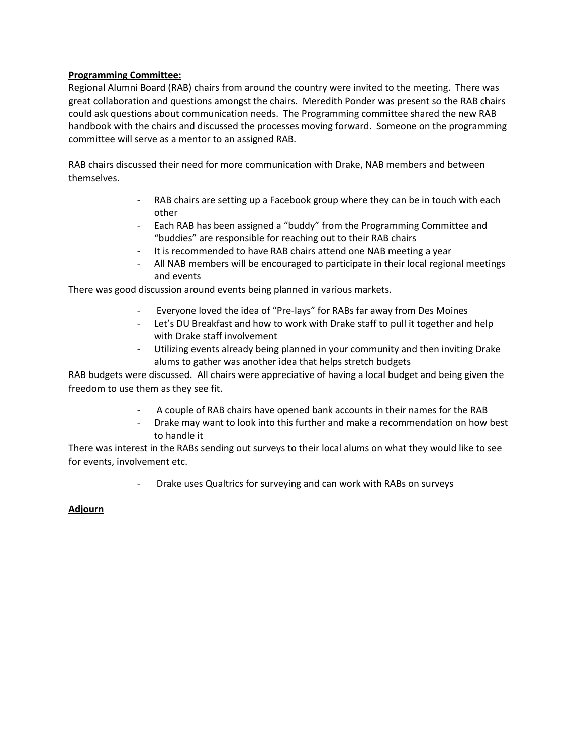**Programming Committee:**

Regional Alumni Board (RAB) chairs from around the country were invited to the meeting. There was great collaboration and questions amongst the chairs. Meredith Ponder was present so the RAB chairs could ask questions about communication needs. The Programming committee shared the new RAB handbook with the chairs and discussed the processes moving forward. Someone on the programming committee will serve as a mentor to an assigned RAB.

RAB chairs discussed their need for more communication with Drake, NAB members and between themselves.

- RAB chairs are setting up a Facebook group where they can be in touch with each other
- Each RAB has been assigned a "buddy" from the Programming Committee and "buddies" are responsible for reaching out to their RAB chairs
- It is recommended to have RAB chairs attend one NAB meeting a year
- All NAB members will be encouraged to participate in their local regional meetings and events

There was good discussion around events being planned in various markets.

- Everyone loved the idea of "Pre-lays" for RABs far away from Des Moines
- Let's DU Breakfast and how to work with Drake staff to pull it together and help with Drake staff involvement
- Utilizing events already being planned in your community and then inviting Drake alums to gather was another idea that helps stretch budgets

RAB budgets were discussed. All chairs were appreciative of having a local budget and being given the freedom to use them as they see fit.

- A couple of RAB chairs have opened bank accounts in their names for the RAB
- Drake may want to look into this further and make a recommendation on how best to handle it

There was interest in the RABs sending out surveys to their local alums on what they would like to see for events, involvement etc.

- Drake uses Qualtrics for surveying and can work with RABs on surveys

**Adjourn**